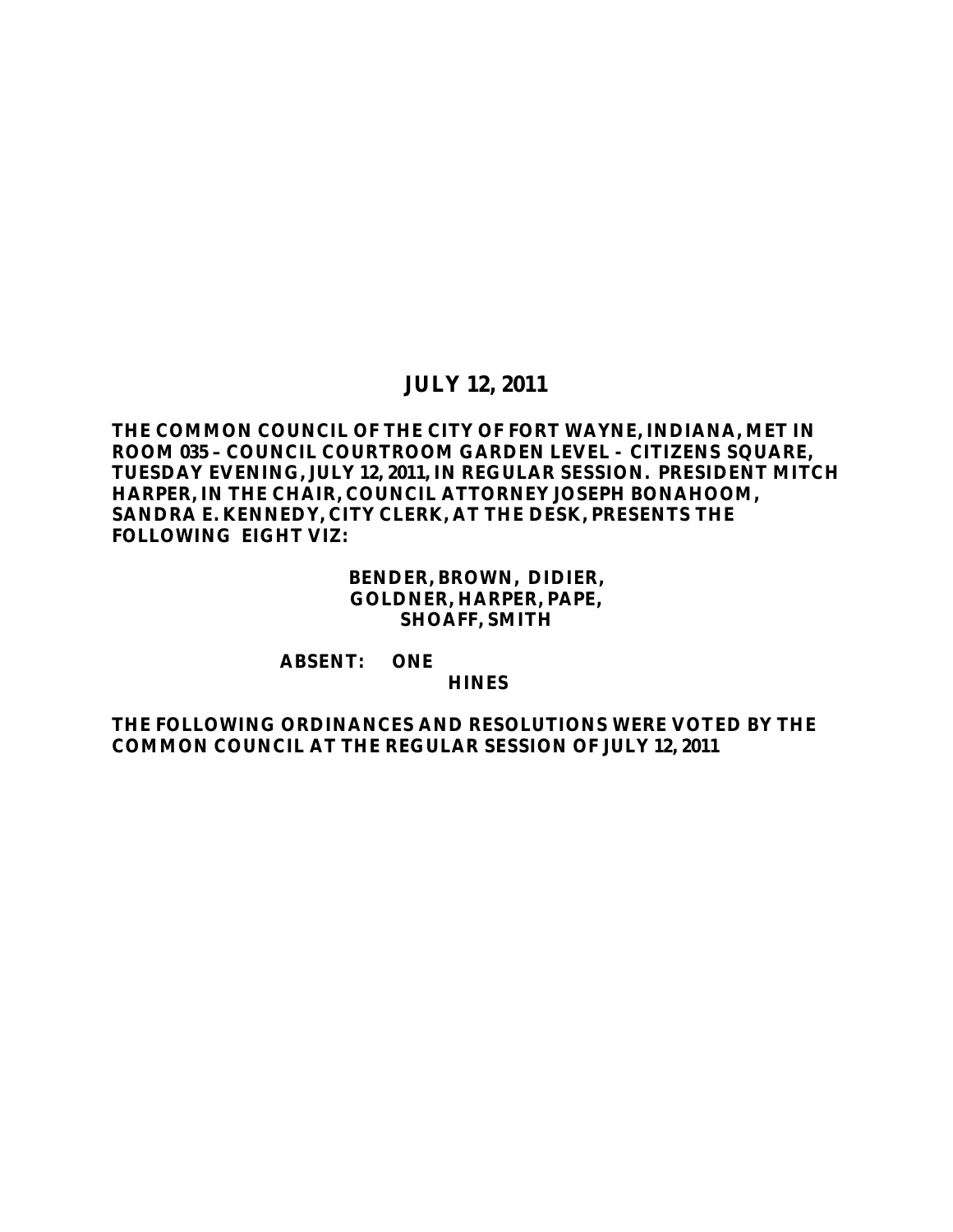# JULY 12, 2011

**THE COMMON COUNCIL OF THE CITY OF FORT WAYNE, INDIANA, MET IN ROOM 035 – COUNCIL COURTROOM GARDEN LEVEL - CITIZENS SQUARE, TUESDAY EVENING, JULY 12, 2011, IN REGULAR SESSION. PRESIDENT MITCH HARPER, IN THE CHAIR, COUNCIL ATTORNEY JOSEPH BONAHOOM, SANDRA E. KENNEDY, CITY CLERK, AT THE DESK, PRESENTS THE FOLLOWING EIGHT VIZ:**

**BENDER, BROWN, DIDIER,**
**GOLDNER, HARPER, PAPE,**
**SHOAFF, SMITH**

**ABSENT: ONE**
**HINES**

**THE FOLLOWING ORDINANCES AND RESOLUTIONS WERE VOTED BY THE COMMON COUNCIL AT THE REGULAR SESSION OF JULY 12, 2011**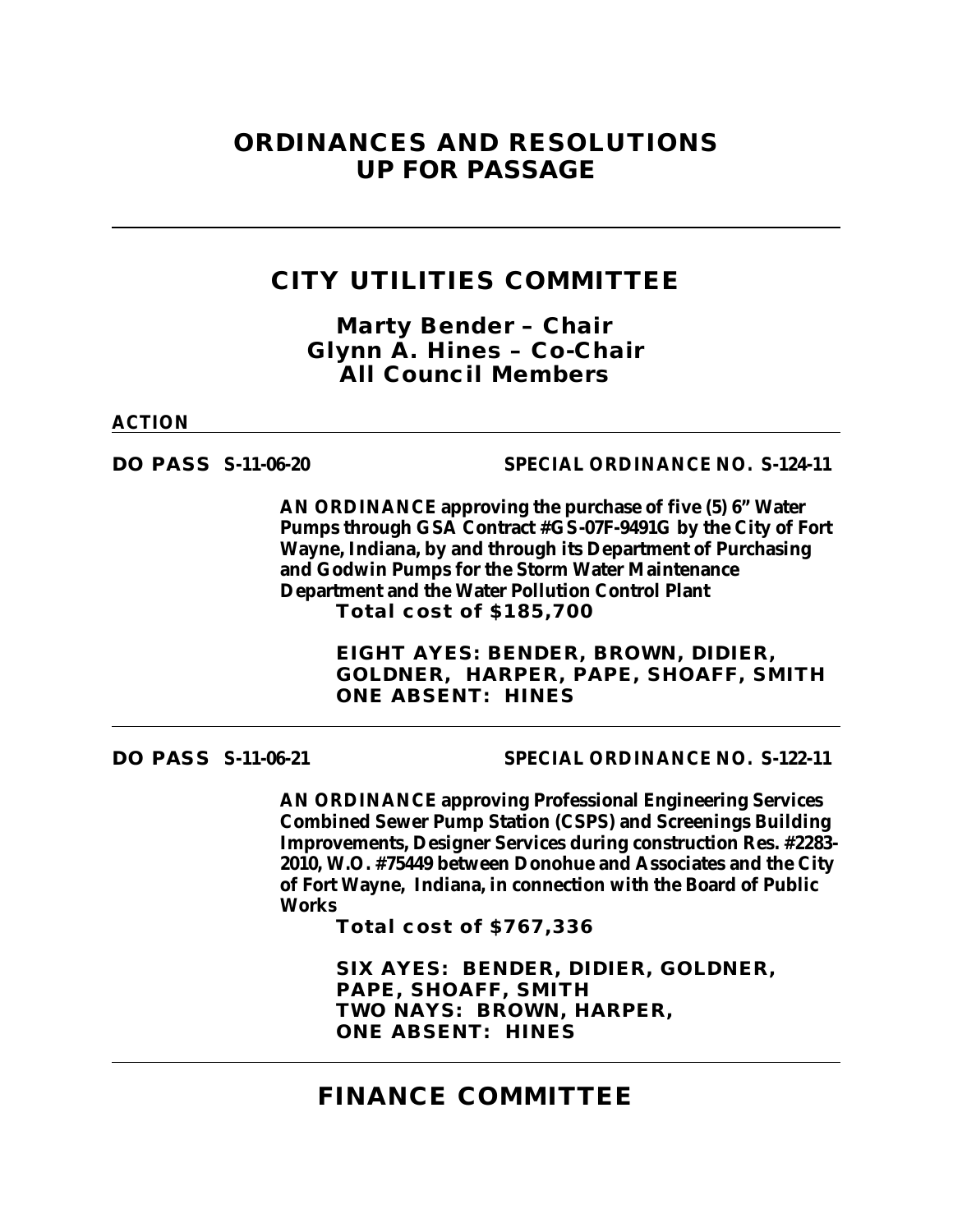# ORDINANCES AND RESOLUTIONS UP FOR PASSAGE

## CITY UTILITIES COMMITTEE

### Marty Bender – Chair
### Glynn A. Hines – Co-Chair
### All Council Members

**ACTION**

**DO PASS S-11-06-20** **SPECIAL ORDINANCE NO. S-124-11**

**AN ORDINANCE approving the purchase of five (5) 6" Water Pumps through GSA Contract #GS-07F-9491G by the City of Fort Wayne, Indiana, by and through its Department of Purchasing and Godwin Pumps for the Storm Water Maintenance Department and the Water Pollution Control Plant**
**Total cost of $185,700**

**EIGHT AYES: BENDER, BROWN, DIDIER, GOLDNER, HARPER, PAPE, SHOAFF, SMITH**
**ONE ABSENT: HINES**

---

**DO PASS S-11-06-21** **SPECIAL ORDINANCE NO. S-122-11**

**AN ORDINANCE approving Professional Engineering Services Combined Sewer Pump Station (CSPS) and Screenings Building Improvements, Designer Services during construction Res. #2283-2010, W.O. #75449 between Donohue and Associates and the City of Fort Wayne, Indiana, in connection with the Board of Public Works**
**Total cost of $767,336**

**SIX AYES: BENDER, DIDIER, GOLDNER, PAPE, SHOAFF, SMITH**
**TWO NAYS: BROWN, HARPER,**
**ONE ABSENT: HINES**

---

## FINANCE COMMITTEE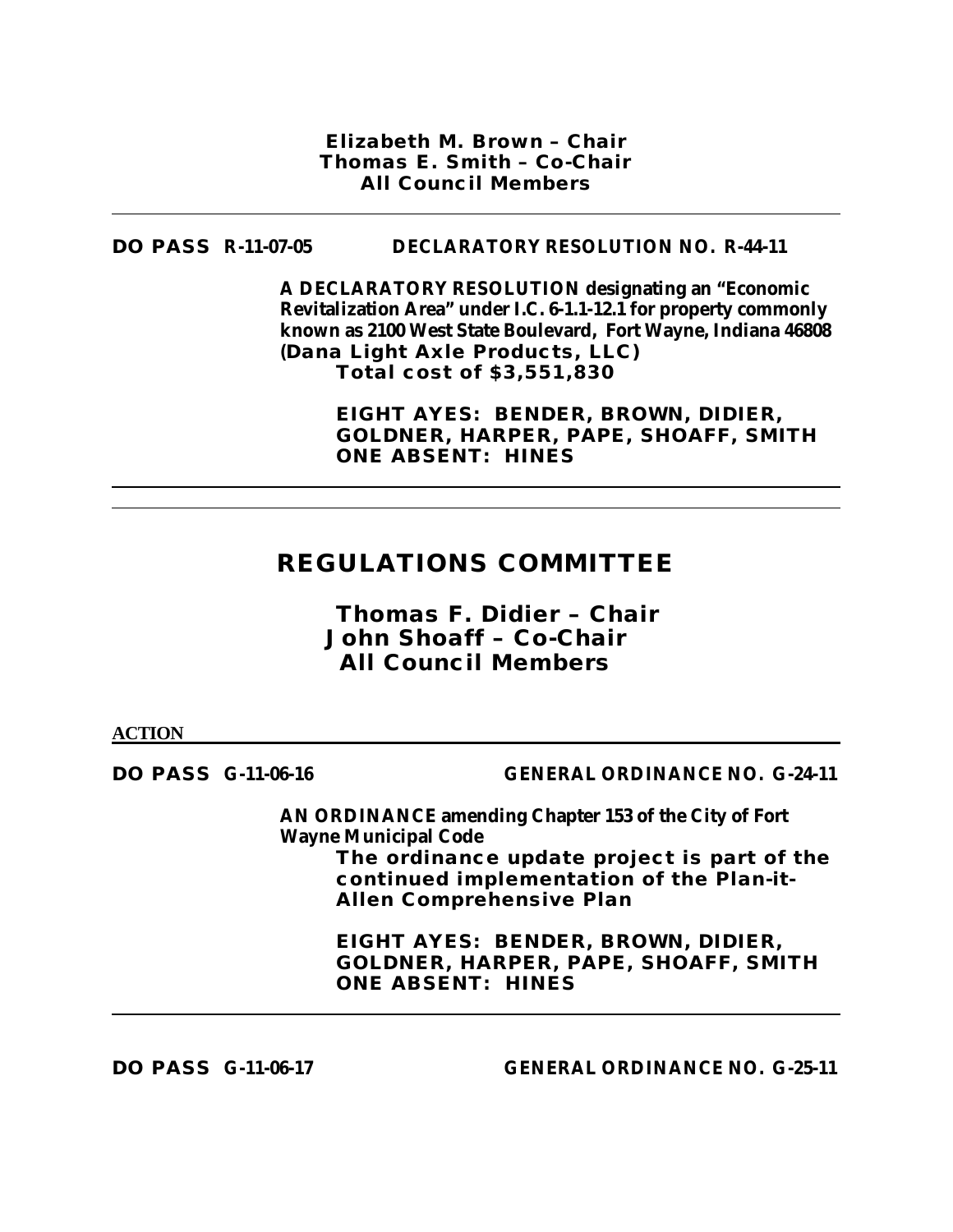**Elizabeth M. Brown – Chair**
**Thomas E. Smith – Co-Chair**
**All Council Members**

---

**DO PASS R-11-07-05** **DECLARATORY RESOLUTION NO. R-44-11**

**A DECLARATORY RESOLUTION designating an "Economic Revitalization Area" under I.C. 6-1.1-12.1 for property commonly known as 2100 West State Boulevard, Fort Wayne, Indiana 46808 (Dana Light Axle Products, LLC)**
**Total cost of $3,551,830**

**EIGHT AYES: BENDER, BROWN, DIDIER, GOLDNER, HARPER, PAPE, SHOAFF, SMITH**
**ONE ABSENT: HINES**

---

## REGULATIONS COMMITTEE

**Thomas F. Didier – Chair**
**John Shoaff – Co-Chair**
**All Council Members**

**ACTION**

---

**DO PASS G-11-06-16** **GENERAL ORDINANCE NO. G-24-11**

**AN ORDINANCE amending Chapter 153 of the City of Fort Wayne Municipal Code**
**The ordinance update project is part of the continued implementation of the Plan-it-Allen Comprehensive Plan**

**EIGHT AYES: BENDER, BROWN, DIDIER, GOLDNER, HARPER, PAPE, SHOAFF, SMITH**
**ONE ABSENT: HINES**

---

**DO PASS G-11-06-17** **GENERAL ORDINANCE NO. G-25-11**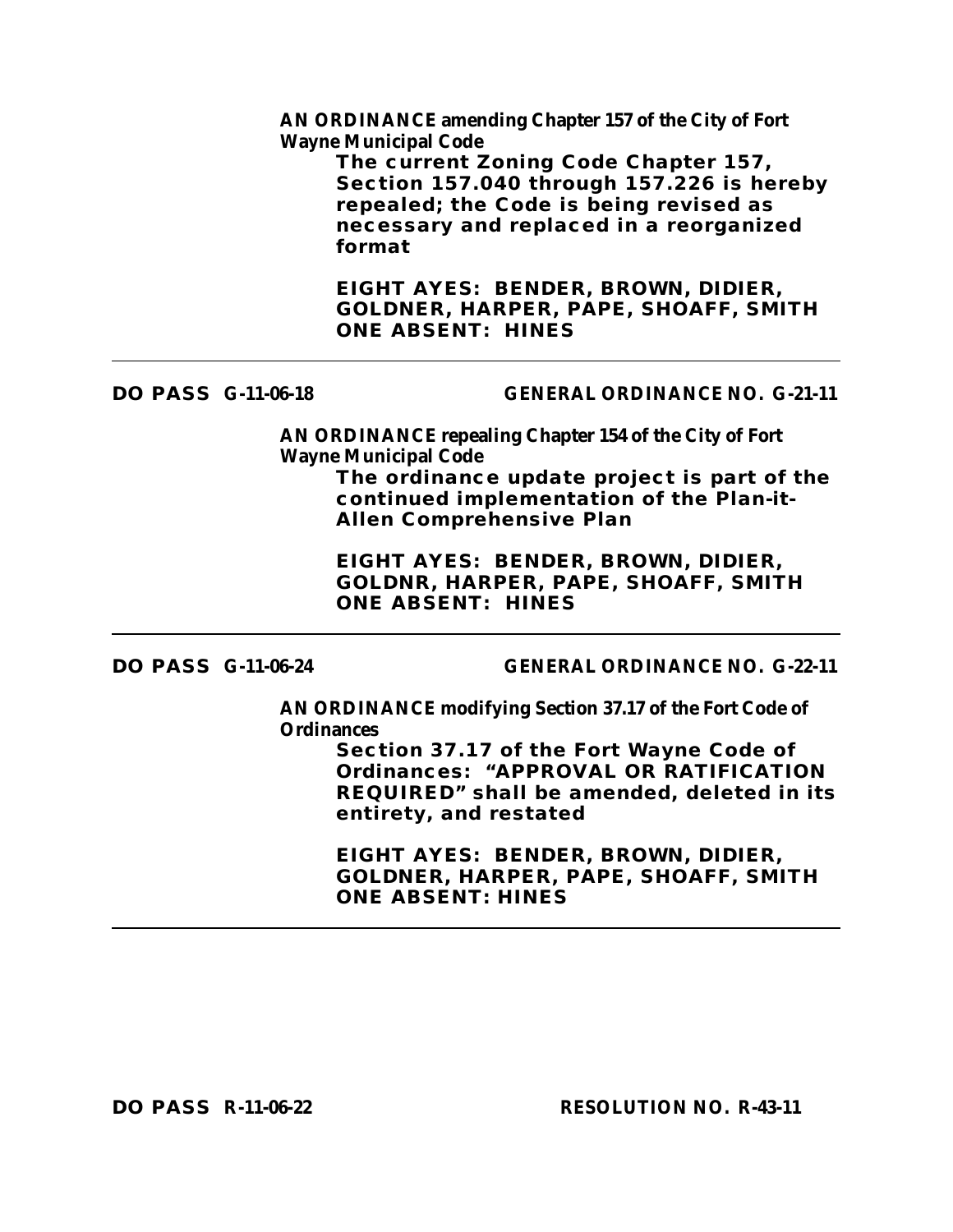**AN ORDINANCE amending Chapter 157 of the City of Fort Wayne Municipal Code**

**The current Zoning Code Chapter 157, Section 157.040 through 157.226 is hereby repealed; the Code is being revised as necessary and replaced in a reorganized format**

**EIGHT AYES: BENDER, BROWN, DIDIER, GOLDNER, HARPER, PAPE, SHOAFF, SMITH**
**ONE ABSENT: HINES**

---

**DO PASS G-11-06-18 GENERAL ORDINANCE NO. G-21-11**

**AN ORDINANCE repealing Chapter 154 of the City of Fort Wayne Municipal Code**

**The ordinance update project is part of the continued implementation of the Plan-it-Allen Comprehensive Plan**

**EIGHT AYES: BENDER, BROWN, DIDIER, GOLDNR, HARPER, PAPE, SHOAFF, SMITH**
**ONE ABSENT: HINES**

---

**DO PASS G-11-06-24 GENERAL ORDINANCE NO. G-22-11**

**AN ORDINANCE modifying Section 37.17 of the Fort Code of Ordinances**

**Section 37.17 of the Fort Wayne Code of Ordinances: "APPROVAL OR RATIFICATION REQUIRED" shall be amended, deleted in its entirety, and restated**

**EIGHT AYES: BENDER, BROWN, DIDIER, GOLDNER, HARPER, PAPE, SHOAFF, SMITH**
**ONE ABSENT: HINES**

---

**DO PASS R-11-06-22 RESOLUTION NO. R-43-11**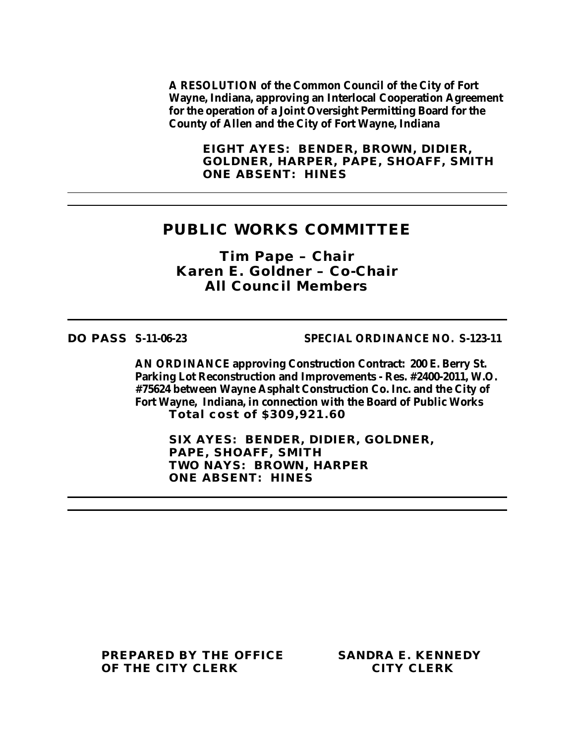**A RESOLUTION of the Common Council of the City of Fort Wayne, Indiana, approving an Interlocal Cooperation Agreement for the operation of a Joint Oversight Permitting Board for the County of Allen and the City of Fort Wayne, Indiana**

**EIGHT AYES: BENDER, BROWN, DIDIER, GOLDNER, HARPER, PAPE, SHOAFF, SMITH**
**ONE ABSENT: HINES**

---

## PUBLIC WORKS COMMITTEE

**Tim Pape – Chair**
**Karen E. Goldner – Co-Chair**
**All Council Members**

---

**DO PASS S-11-06-23** **SPECIAL ORDINANCE NO. S-123-11**

**AN ORDINANCE approving Construction Contract: 200 E. Berry St. Parking Lot Reconstruction and Improvements - Res. #2400-2011, W.O. #75624 between Wayne Asphalt Construction Co. Inc. and the City of Fort Wayne, Indiana, in connection with the Board of Public Works**
**Total cost of $309,921.60**

**SIX AYES: BENDER, DIDIER, GOLDNER, PAPE, SHOAFF, SMITH**
**TWO NAYS: BROWN, HARPER**
**ONE ABSENT: HINES**

---

**PREPARED BY THE OFFICE OF THE CITY CLERK**

**SANDRA E. KENNEDY**
**CITY CLERK**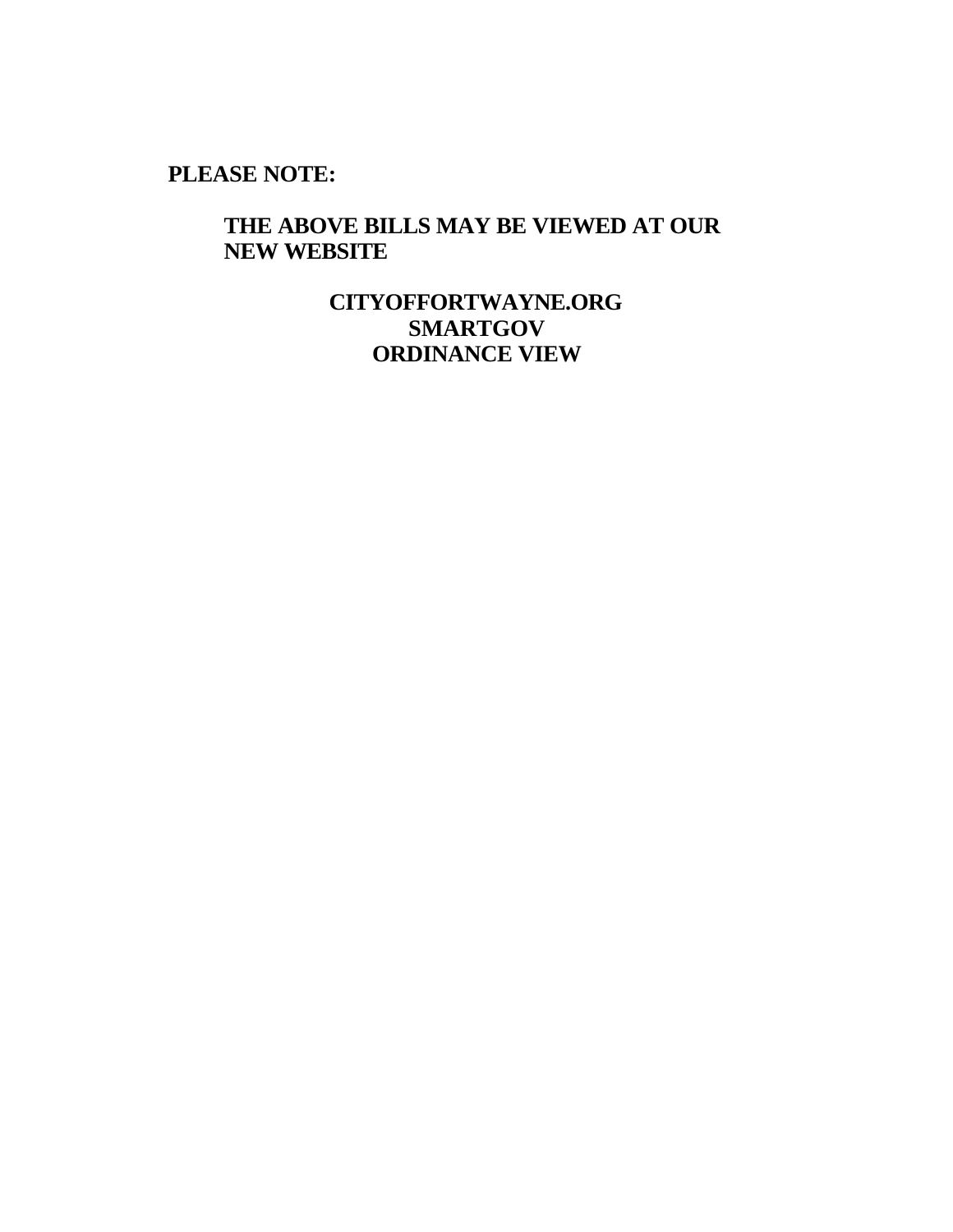**PLEASE NOTE:**

**THE ABOVE BILLS MAY BE VIEWED AT OUR NEW WEBSITE**

**CITYOFFORTWAYNE.ORG**
**SMARTGOV**
**ORDINANCE VIEW**